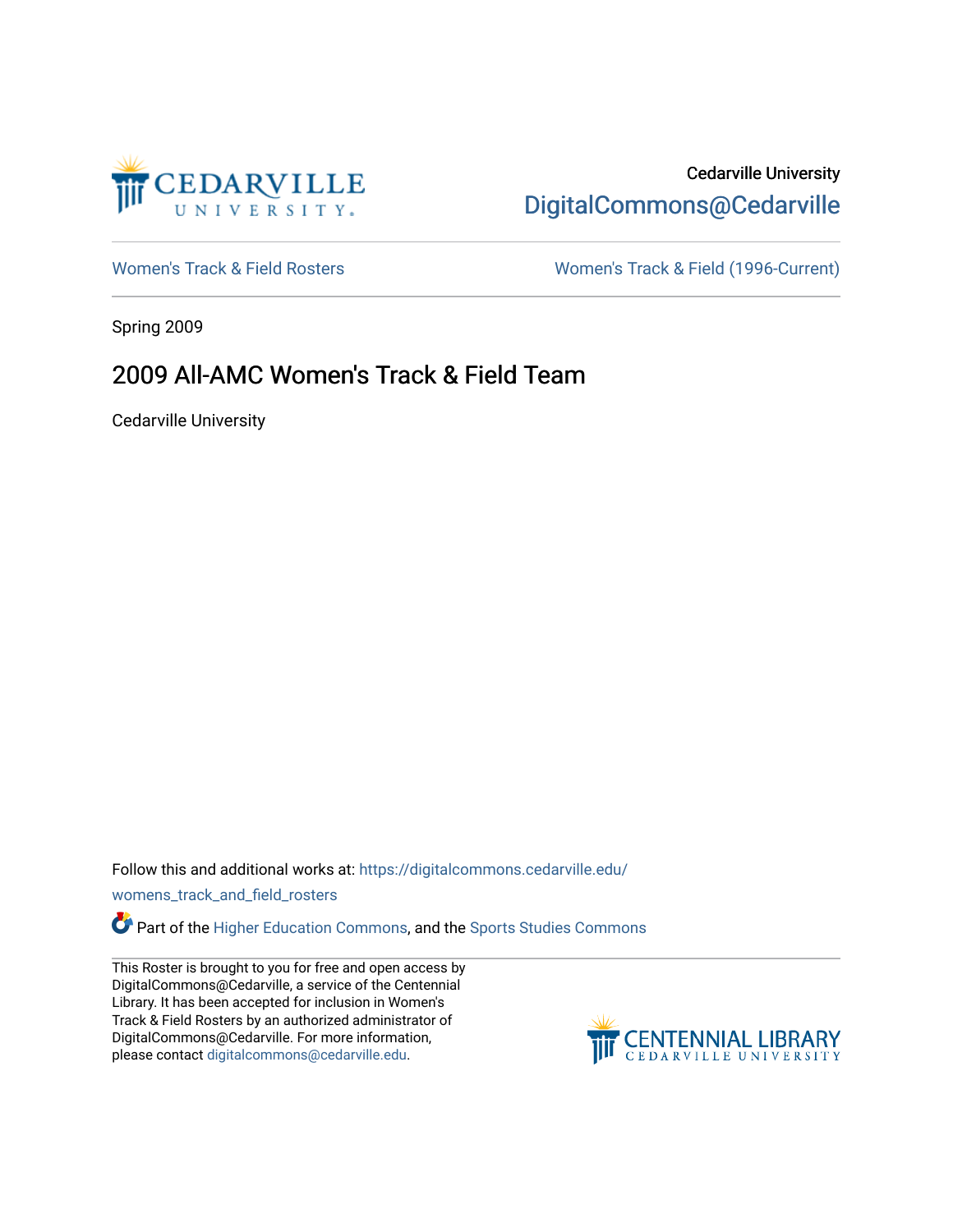Cedarville University

DigitalCommons@Cedarville

Women's Track & Field Rosters

Women's Track & Field (1996-Current)

Spring 2009

# 2009 All-AMC Women's Track & Field Team

Cedarville University

Follow this and additional works at: https://digitalcommons.cedarville.edu/womens_track_and_field_rosters

Part of the Higher Education Commons, and the Sports Studies Commons

This Roster is brought to you for free and open access by DigitalCommons@Cedarville, a service of the Centennial Library. It has been accepted for inclusion in Women's Track & Field Rosters by an authorized administrator of DigitalCommons@Cedarville. For more information, please contact digitalcommons@cedarville.edu.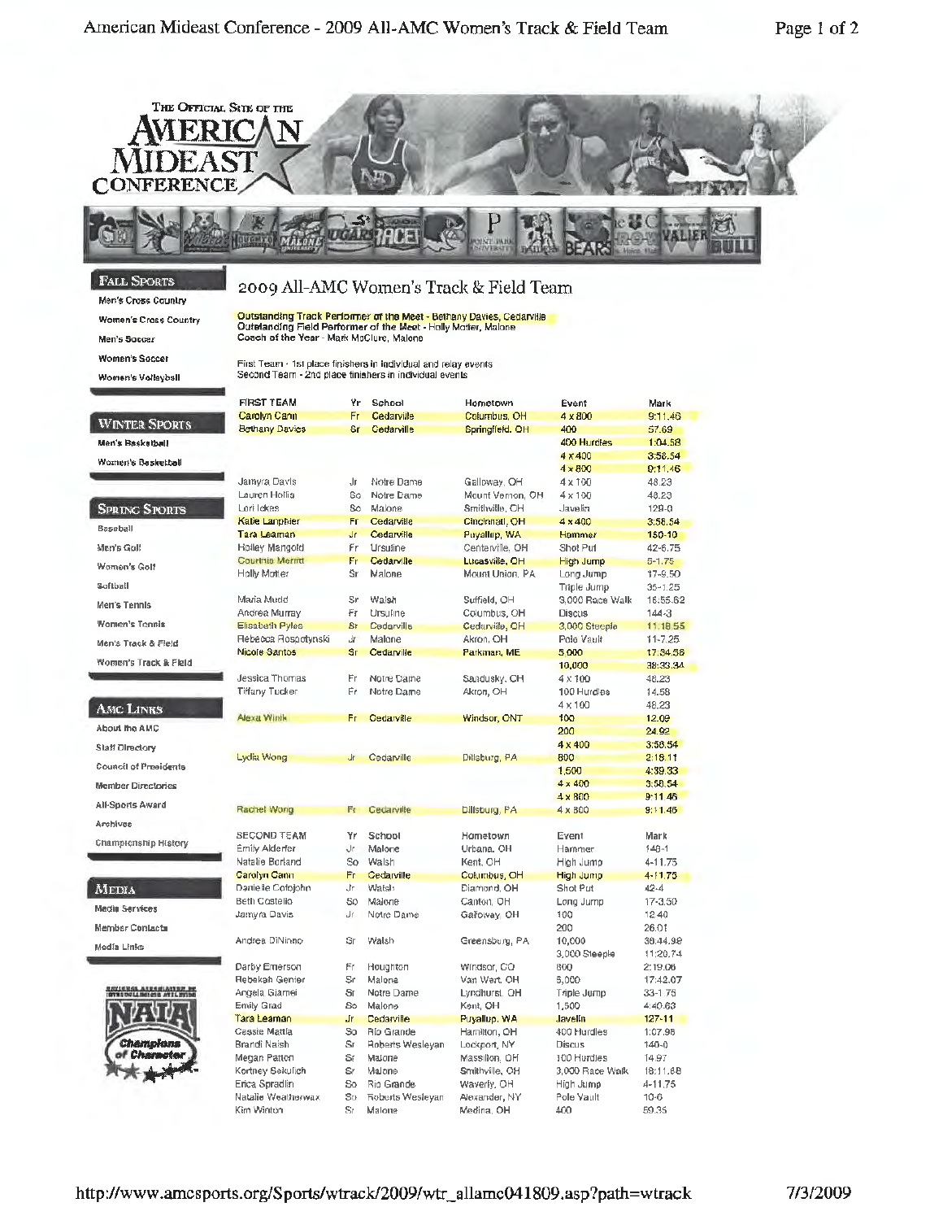## Fall Sports

- Men's Cross Country
- Women's Cross Country
- Men's Soccer
- Women's Soccer
- Women's Volleyball

## Winter Sports

- Men's Basketball
- Women's Basketball

## Spring Sports

- Baseball
- Men's Golf
- Women's Golf
- Softball
- Men's Tennis
- Women's Tennis
- Men's Track & Field
- Women's Track & Field

## AMC Links

- About the AMC
- Staff Directory
- Council of Presidents
- Member Directories
- All-Sports Award
- Archives
- Championship History

## Media

- Media Services
- Member Contacts
- Media Links

# 2009 All-AMC Women's Track & Field Team

Outstanding Track Performer of the Meet - Bethany Davies, Cedarville
Outstanding Field Performer of the Meet - Holly Motter, Malone
Coach of the Year - Mark McClure, Malone

First Team - 1st place finishers in individual and relay events
Second Team - 2nd place finishers in individual events

| FIRST TEAM | Yr | School | Hometown | Event | Mark |
|---|---|---|---|---|---|
| Carolyn Cann | Fr | Cedarville | Columbus, OH | 4 x 800 | 9:11.46 |
| Bethany Davies | Sr | Cedarville | Springfield, OH | 400 | 57.69 |
| | | | | 400 Hurdles | 1:04.58 |
| | | | | 4 x 400 | 3:58.54 |
| | | | | 4 x 800 | 9:11.46 |
| Jamyra Davis | Jr | Notre Dame | Galloway, OH | 4 x 100 | 48.23 |
| Lauren Hollis | So | Notre Dame | Mount Vernon, OH | 4 x 100 | 48.23 |
| Lori Iekes | So | Malone | Smithville, OH | Javelin | 129-0 |
| Katie Lanphier | Fr | Cedarville | Cincinnati, OH | 4 x 400 | 3:58.54 |
| Tara Leaman | Jr | Cedarville | Puyallup, WA | Hammer | 150-10 |
| Holley Mangold | Fr | Ursuline | Centerville, OH | Shot Put | 42-6.75 |
| Courtnie Merritt | Fr | Cedarville | Lucasville, OH | High Jump | 5-1.75 |
| Holly Motter | Sr | Malone | Mount Union, PA | Long Jump | 17-9.50 |
| | | | | Triple Jump | 35-1.25 |
| Maria Mudd | Sr | Walsh | Suffield, OH | 3,000 Race Walk | 16:55.62 |
| Andrea Murray | Fr | Ursuline | Columbus, OH | Discus | 144-3 |
| Elisabeth Pyles | Sr | Cedarville | Cedarville, OH | 3,000 Steeple | 11:18.55 |
| Rebecca Rospotynski | Jr | Malone | Akron, OH | Pole Vault | 11-7.25 |
| Nicole Santos | Sr | Cedarville | Parkman, ME | 5,000 | 17:34.56 |
| | | | | 10,000 | 38:33.34 |
| Jessica Thomas | Fr | Notre Dame | Sandusky, OH | 4 x 100 | 48.23 |
| Tiffany Tucker | Fr | Notre Dame | Akron, OH | 100 Hurdles | 14.58 |
| | | | | 4 x 100 | 48.23 |
| Alexa Wink | Fr | Cedarville | Windsor, ONT | 100 | 12.09 |
| | | | | 200 | 24.92 |
| | | | | 4 x 400 | 3:58.54 |
| Lydia Wong | Jr | Cedarville | Dillsburg, PA | 800 | 2:18.11 |
| | | | | 1,500 | 4:39.33 |
| | | | | 4 x 400 | 3:58.54 |
| | | | | 4 x 800 | 9:11.46 |
| Rachel Wong | Fr | Cedarville | Dillsburg, PA | 4 x 800 | 9:11.46 |

| SECOND TEAM | Yr | School | Hometown | Event | Mark |
|---|---|---|---|---|---|
| Emily Alderfer | Jr | Malone | Urbana, OH | Hammer | 148-1 |
| Natalie Borland | So | Walsh | Kent, OH | High Jump | 4-11.75 |
| Carolyn Cann | Fr | Cedarville | Columbus, OH | High Jump | 4-11.75 |
| Danielle Cofojohn | Jr | Walsh | Diamond, OH | Shot Put | 42-4 |
| Beth Costello | So | Malone | Canton, OH | Long Jump | 17-3.50 |
| Jamyra Davis | Jr | Notre Dame | Galloway, OH | 100 | 12.40 |
| | | | | 200 | 26.01 |
| Andrea DiNinno | Sr | Walsh | Greensburg, PA | 10,000 | 38:44.98 |
| | | | | 3,000 Steeple | 11:20.74 |
| Darby Emerson | Fr | Houghton | Windsor, CO | 800 | 2:19.06 |
| Rebekah Genter | Sr | Malone | Van Wert, OH | 5,000 | 17:42.07 |
| Angela Giamei | Sr | Notre Dame | Lyndhurst, OH | Triple Jump | 33-1.75 |
| Emily Grad | So | Malone | Kent, OH | 1,500 | 4:40.63 |
| Tara Leaman | Jr | Cedarville | Puyallup, WA | Javelin | 127-11 |
| Cassie Mattia | So | Rio Grande | Hamilton, OH | 400 Hurdles | 1:07.98 |
| Brandi Naish | Sr | Roberts Wesleyan | Lockport, NY | Discus | 140-0 |
| Megan Patton | Sr | Malone | Massillon, OH | 100 Hurdles | 14.97 |
| Kortney Sekulich | Sr | Malone | Smithville, OH | 3,000 Race Walk | 18:11.88 |
| Erica Spradlin | So | Rio Grande | Waverly, OH | High Jump | 4-11.75 |
| Natalie Weatherwax | So | Roberts Wesleyan | Alexander, NY | Pole Vault | 10-6 |
| Kim Winton | Sr | Malone | Medina, OH | 400 | 59.35 |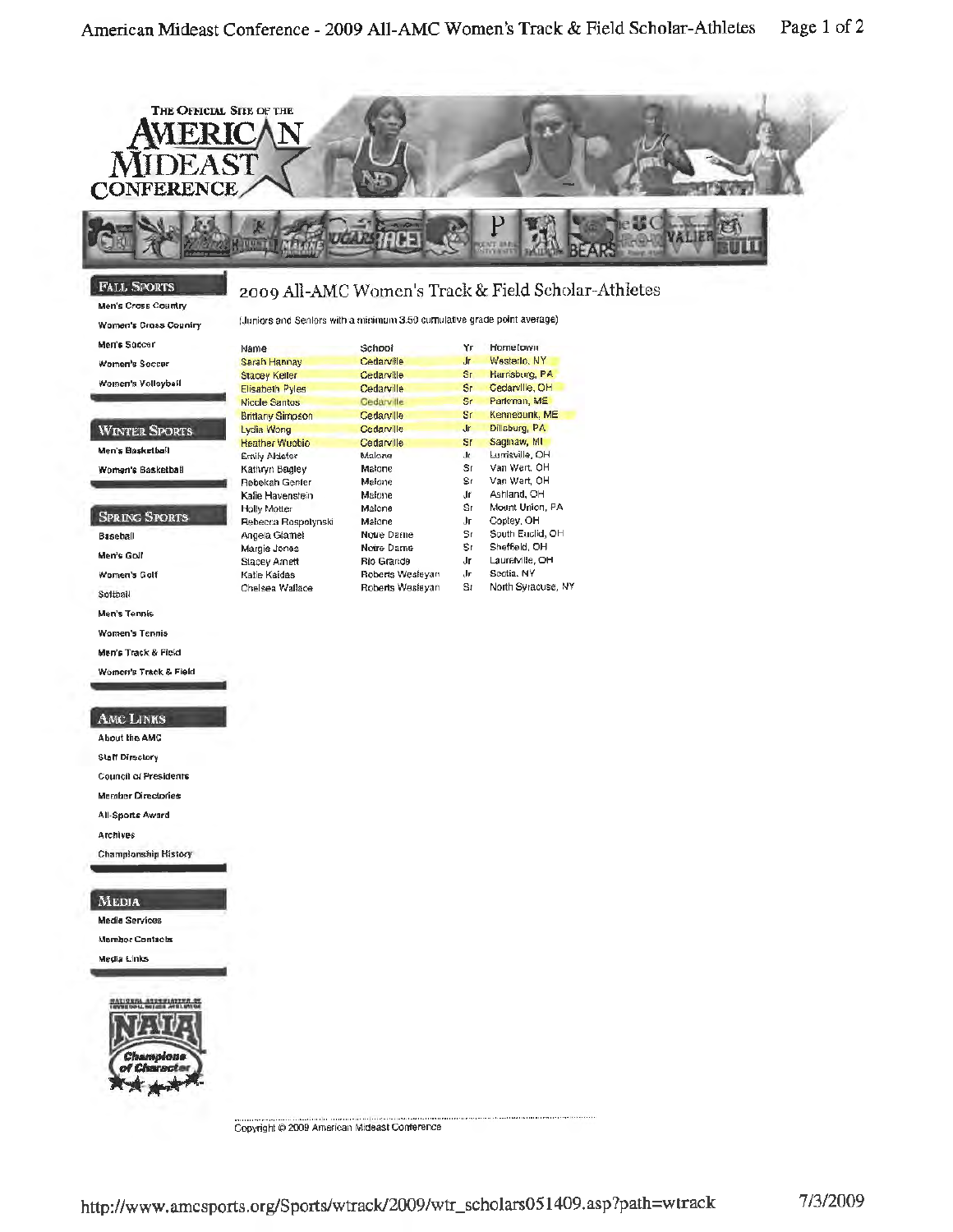THE OFFICIAL SITE OF THE AMERICAN MIDEAST CONFERENCE

## 2009 All-AMC Women's Track & Field Scholar-Athletes

(Juniors and Seniors with a minimum 3.50 cumulative grade point average)

| Name | School | Yr | Hometown |
|---|---|---|---|
| Sarah Hannay | Cedarville | Jr | Westerlo, NY |
| Stacey Keller | Cedarville | Sr | Harrisburg, PA |
| Elisabeth Pyles | Cedarville | Sr | Cedarville, OH |
| Nicole Santos | Cedarville | Sr | Parkman, ME |
| Brittany Simpson | Cedarville | Sr | Kennebunk, ME |
| Lydia Wong | Cedarville | Jr | Dillsburg, PA |
| Heather Wuobio | Cedarville | Sr | Saginaw, MI |
| Emily Alsleter | Malone | Jr | Louisville, OH |
| Kathryn Bagley | Malone | Sr | Van Wert, OH |
| Rebekah Genter | Malone | Sr | Van Wert, OH |
| Katie Havenstein | Malone | Jr | Ashland, OH |
| Holly Motter | Malone | Sr | Mount Union, PA |
| Rebecca Rospotynski | Malone | Jr | Copley, OH |
| Angela Giamel | Notre Dame | Sr | South Euclid, OH |
| Margie Jones | Notre Dame | Sr | Sheffield, OH |
| Stacey Arnett | Rio Grande | Jr | Laurelville, OH |
| Katie Kaidas | Roberts Wesleyan | Jr | Scotia, NY |
| Chelsea Wallace | Roberts Wesleyan | Sr | North Syracuse, NY |

**FALL SPORTS**
- Men's Cross Country
- Women's Cross Country
- Men's Soccer
- Women's Soccer
- Women's Volleyball

**WINTER SPORTS**
- Men's Basketball
- Women's Basketball

**SPRING SPORTS**
- Baseball
- Men's Golf
- Women's Golf
- Softball
- Men's Tennis
- Women's Tennis
- Men's Track & Field
- Women's Track & Field

**AMC LINKS**
- About the AMC
- Staff Directory
- Council of Presidents
- Member Directories
- All-Sports Award
- Archives
- Championship History

**MEDIA**
- Media Services
- Member Contacts
- Media Links

Copyright © 2009 American Mideast Conference

http://www.amcsports.org/Sports/wtrack/2009/wtr_scholars051409.asp?path=wtrack 7/3/2009